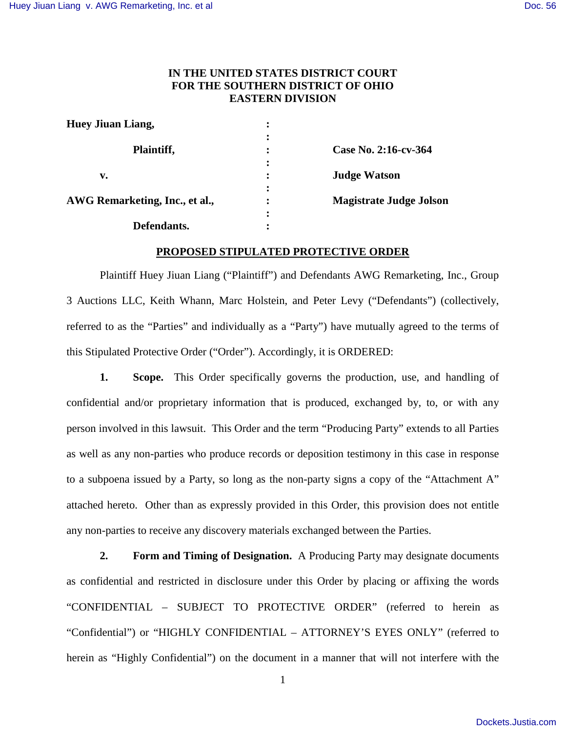**IN THE UNITED STATES DISTRICT COURT**
**FOR THE SOUTHERN DISTRICT OF OHIO**
**EASTERN DIVISION**

| | | |
|---|---|---|
| **Huey Jiuan Liang,** | : | |
| **Plaintiff,** | : | **Case No. 2:16-cv-364** |
| **v.** | : | **Judge Watson** |
| **AWG Remarketing, Inc., et al.,** | : | **Magistrate Judge Jolson** |
| **Defendants.** | : | |

**PROPOSED STIPULATED PROTECTIVE ORDER**

Plaintiff Huey Jiuan Liang ("Plaintiff") and Defendants AWG Remarketing, Inc., Group 3 Auctions LLC, Keith Whann, Marc Holstein, and Peter Levy ("Defendants") (collectively, referred to as the "Parties" and individually as a "Party") have mutually agreed to the terms of this Stipulated Protective Order ("Order"). Accordingly, it is ORDERED:

**1. Scope.** This Order specifically governs the production, use, and handling of confidential and/or proprietary information that is produced, exchanged by, to, or with any person involved in this lawsuit. This Order and the term "Producing Party" extends to all Parties as well as any non-parties who produce records or deposition testimony in this case in response to a subpoena issued by a Party, so long as the non-party signs a copy of the "Attachment A" attached hereto. Other than as expressly provided in this Order, this provision does not entitle any non-parties to receive any discovery materials exchanged between the Parties.

**2. Form and Timing of Designation.** A Producing Party may designate documents as confidential and restricted in disclosure under this Order by placing or affixing the words "CONFIDENTIAL – SUBJECT TO PROTECTIVE ORDER" (referred to herein as "Confidential") or "HIGHLY CONFIDENTIAL – ATTORNEY'S EYES ONLY" (referred to herein as "Highly Confidential") on the document in a manner that will not interfere with the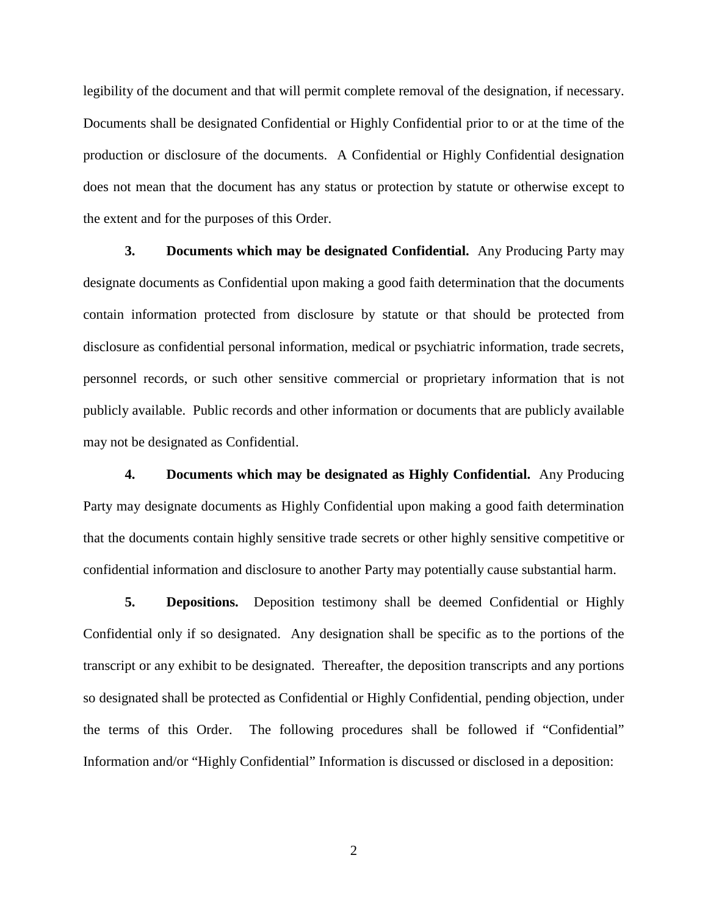legibility of the document and that will permit complete removal of the designation, if necessary. Documents shall be designated Confidential or Highly Confidential prior to or at the time of the production or disclosure of the documents. A Confidential or Highly Confidential designation does not mean that the document has any status or protection by statute or otherwise except to the extent and for the purposes of this Order.

**3. Documents which may be designated Confidential.** Any Producing Party may designate documents as Confidential upon making a good faith determination that the documents contain information protected from disclosure by statute or that should be protected from disclosure as confidential personal information, medical or psychiatric information, trade secrets, personnel records, or such other sensitive commercial or proprietary information that is not publicly available. Public records and other information or documents that are publicly available may not be designated as Confidential.

**4. Documents which may be designated as Highly Confidential.** Any Producing Party may designate documents as Highly Confidential upon making a good faith determination that the documents contain highly sensitive trade secrets or other highly sensitive competitive or confidential information and disclosure to another Party may potentially cause substantial harm.

**5. Depositions.** Deposition testimony shall be deemed Confidential or Highly Confidential only if so designated. Any designation shall be specific as to the portions of the transcript or any exhibit to be designated. Thereafter, the deposition transcripts and any portions so designated shall be protected as Confidential or Highly Confidential, pending objection, under the terms of this Order. The following procedures shall be followed if "Confidential" Information and/or "Highly Confidential" Information is discussed or disclosed in a deposition: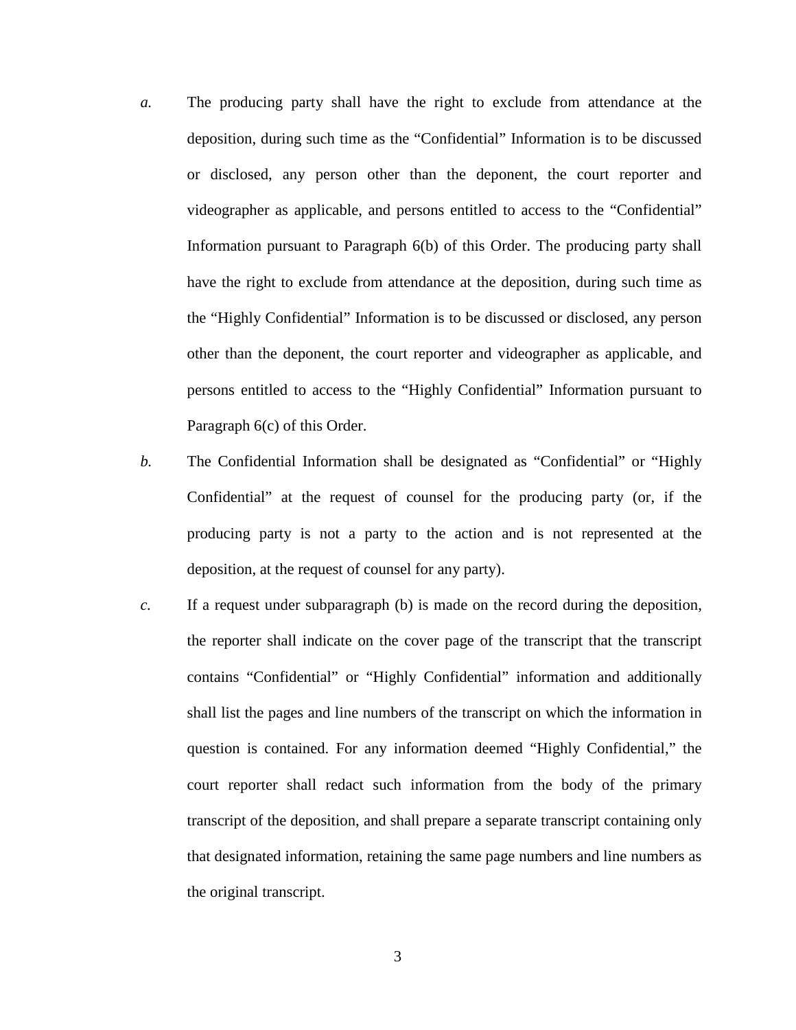*a.* The producing party shall have the right to exclude from attendance at the deposition, during such time as the "Confidential" Information is to be discussed or disclosed, any person other than the deponent, the court reporter and videographer as applicable, and persons entitled to access to the "Confidential" Information pursuant to Paragraph 6(b) of this Order. The producing party shall have the right to exclude from attendance at the deposition, during such time as the "Highly Confidential" Information is to be discussed or disclosed, any person other than the deponent, the court reporter and videographer as applicable, and persons entitled to access to the "Highly Confidential" Information pursuant to Paragraph 6(c) of this Order.

*b.* The Confidential Information shall be designated as "Confidential" or "Highly Confidential" at the request of counsel for the producing party (or, if the producing party is not a party to the action and is not represented at the deposition, at the request of counsel for any party).

*c.* If a request under subparagraph (b) is made on the record during the deposition, the reporter shall indicate on the cover page of the transcript that the transcript contains "Confidential" or "Highly Confidential" information and additionally shall list the pages and line numbers of the transcript on which the information in question is contained. For any information deemed "Highly Confidential," the court reporter shall redact such information from the body of the primary transcript of the deposition, and shall prepare a separate transcript containing only that designated information, retaining the same page numbers and line numbers as the original transcript.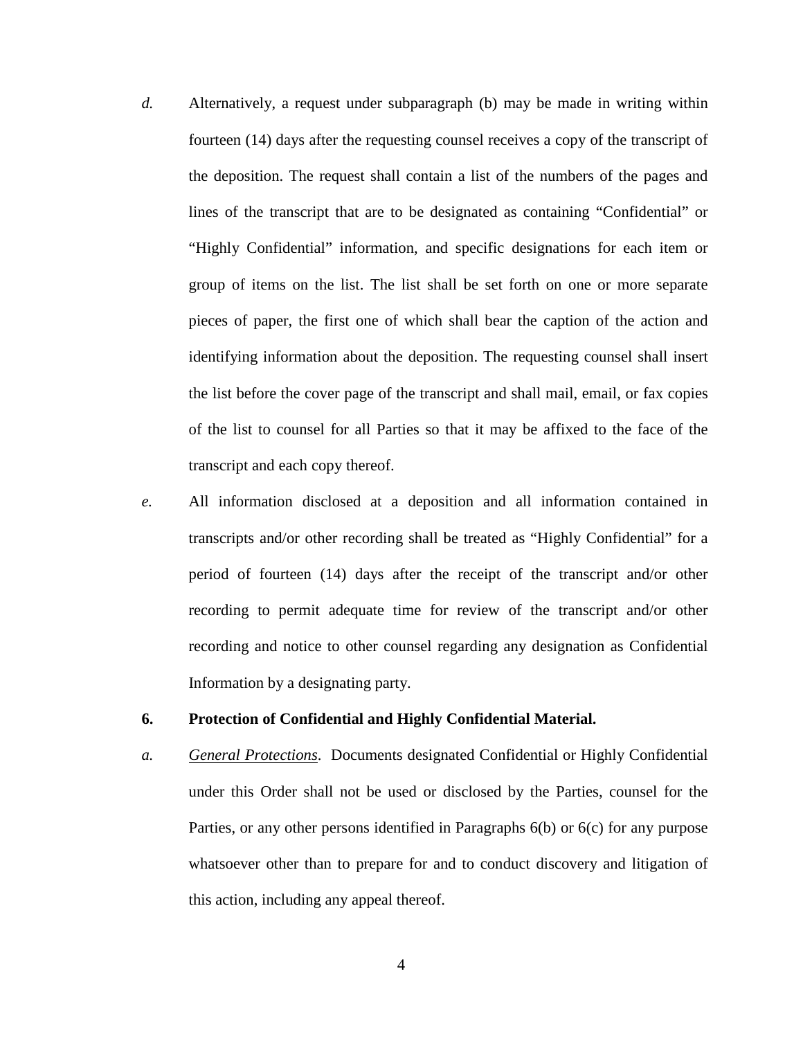*d.* Alternatively, a request under subparagraph (b) may be made in writing within fourteen (14) days after the requesting counsel receives a copy of the transcript of the deposition. The request shall contain a list of the numbers of the pages and lines of the transcript that are to be designated as containing "Confidential" or "Highly Confidential" information, and specific designations for each item or group of items on the list. The list shall be set forth on one or more separate pieces of paper, the first one of which shall bear the caption of the action and identifying information about the deposition. The requesting counsel shall insert the list before the cover page of the transcript and shall mail, email, or fax copies of the list to counsel for all Parties so that it may be affixed to the face of the transcript and each copy thereof.

*e.* All information disclosed at a deposition and all information contained in transcripts and/or other recording shall be treated as "Highly Confidential" for a period of fourteen (14) days after the receipt of the transcript and/or other recording to permit adequate time for review of the transcript and/or other recording and notice to other counsel regarding any designation as Confidential Information by a designating party.

**6. Protection of Confidential and Highly Confidential Material.**

*a.* *General Protections.* Documents designated Confidential or Highly Confidential under this Order shall not be used or disclosed by the Parties, counsel for the Parties, or any other persons identified in Paragraphs 6(b) or 6(c) for any purpose whatsoever other than to prepare for and to conduct discovery and litigation of this action, including any appeal thereof.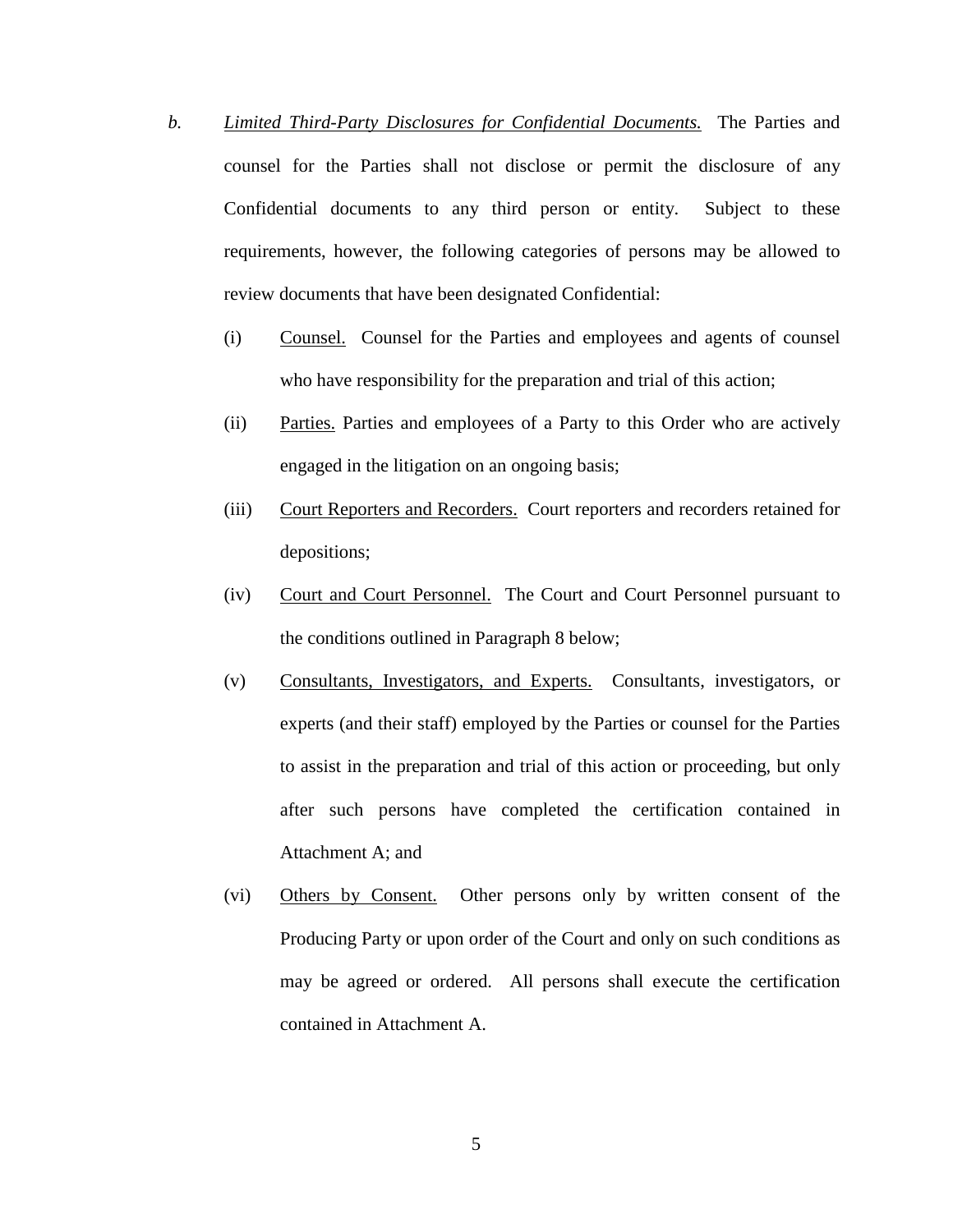b. *Limited Third-Party Disclosures for Confidential Documents.* The Parties and counsel for the Parties shall not disclose or permit the disclosure of any Confidential documents to any third person or entity. Subject to these requirements, however, the following categories of persons may be allowed to review documents that have been designated Confidential:

   (i) Counsel. Counsel for the Parties and employees and agents of counsel who have responsibility for the preparation and trial of this action;

   (ii) Parties. Parties and employees of a Party to this Order who are actively engaged in the litigation on an ongoing basis;

   (iii) Court Reporters and Recorders. Court reporters and recorders retained for depositions;

   (iv) Court and Court Personnel. The Court and Court Personnel pursuant to the conditions outlined in Paragraph 8 below;

   (v) Consultants, Investigators, and Experts. Consultants, investigators, or experts (and their staff) employed by the Parties or counsel for the Parties to assist in the preparation and trial of this action or proceeding, but only after such persons have completed the certification contained in Attachment A; and

   (vi) Others by Consent. Other persons only by written consent of the Producing Party or upon order of the Court and only on such conditions as may be agreed or ordered. All persons shall execute the certification contained in Attachment A.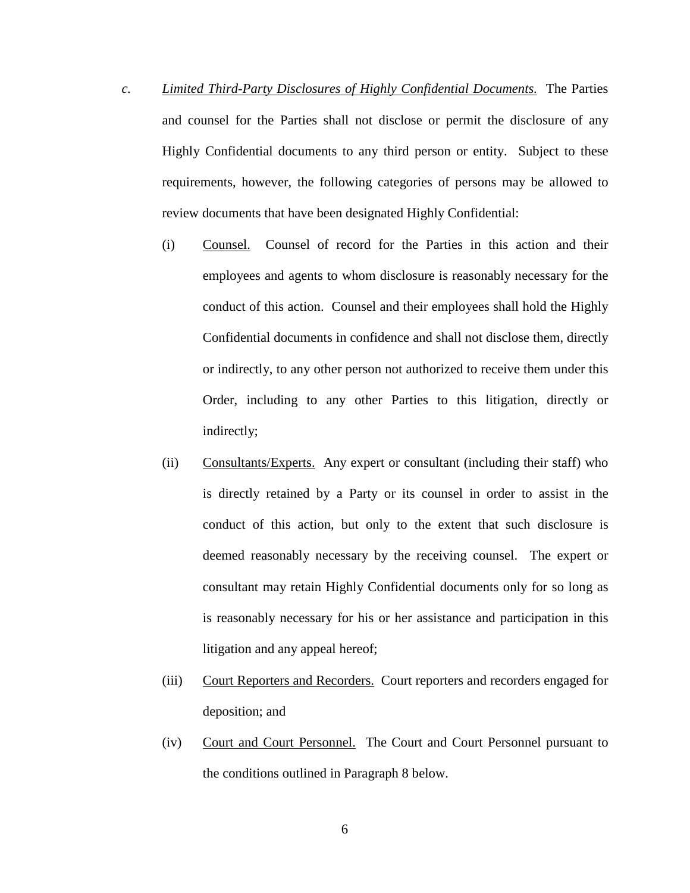c. *Limited Third-Party Disclosures of Highly Confidential Documents.* The Parties and counsel for the Parties shall not disclose or permit the disclosure of any Highly Confidential documents to any third person or entity. Subject to these requirements, however, the following categories of persons may be allowed to review documents that have been designated Highly Confidential:

(i) Counsel. Counsel of record for the Parties in this action and their employees and agents to whom disclosure is reasonably necessary for the conduct of this action. Counsel and their employees shall hold the Highly Confidential documents in confidence and shall not disclose them, directly or indirectly, to any other person not authorized to receive them under this Order, including to any other Parties to this litigation, directly or indirectly;

(ii) Consultants/Experts. Any expert or consultant (including their staff) who is directly retained by a Party or its counsel in order to assist in the conduct of this action, but only to the extent that such disclosure is deemed reasonably necessary by the receiving counsel. The expert or consultant may retain Highly Confidential documents only for so long as is reasonably necessary for his or her assistance and participation in this litigation and any appeal hereof;

(iii) Court Reporters and Recorders. Court reporters and recorders engaged for deposition; and

(iv) Court and Court Personnel. The Court and Court Personnel pursuant to the conditions outlined in Paragraph 8 below.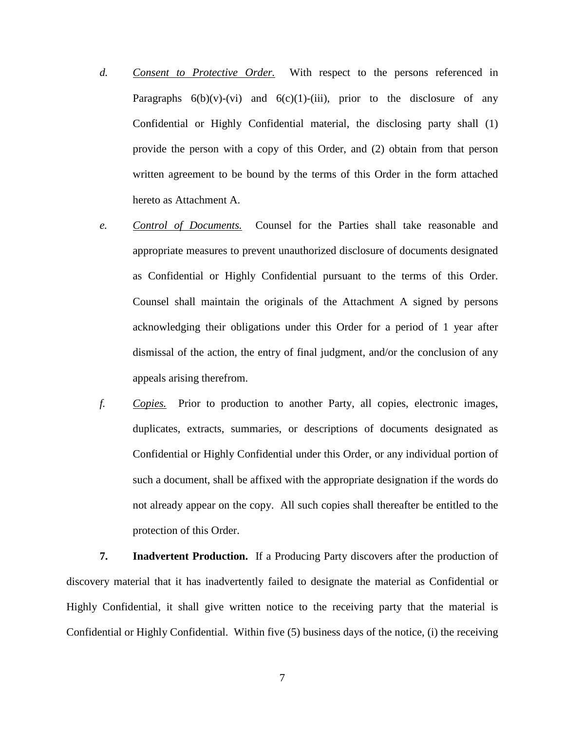*d.* *Consent to Protective Order.* With respect to the persons referenced in Paragraphs 6(b)(v)-(vi) and 6(c)(1)-(iii), prior to the disclosure of any Confidential or Highly Confidential material, the disclosing party shall (1) provide the person with a copy of this Order, and (2) obtain from that person written agreement to be bound by the terms of this Order in the form attached hereto as Attachment A.

*e.* *Control of Documents.* Counsel for the Parties shall take reasonable and appropriate measures to prevent unauthorized disclosure of documents designated as Confidential or Highly Confidential pursuant to the terms of this Order. Counsel shall maintain the originals of the Attachment A signed by persons acknowledging their obligations under this Order for a period of 1 year after dismissal of the action, the entry of final judgment, and/or the conclusion of any appeals arising therefrom.

*f.* *Copies.* Prior to production to another Party, all copies, electronic images, duplicates, extracts, summaries, or descriptions of documents designated as Confidential or Highly Confidential under this Order, or any individual portion of such a document, shall be affixed with the appropriate designation if the words do not already appear on the copy. All such copies shall thereafter be entitled to the protection of this Order.

**7. Inadvertent Production.** If a Producing Party discovers after the production of discovery material that it has inadvertently failed to designate the material as Confidential or Highly Confidential, it shall give written notice to the receiving party that the material is Confidential or Highly Confidential. Within five (5) business days of the notice, (i) the receiving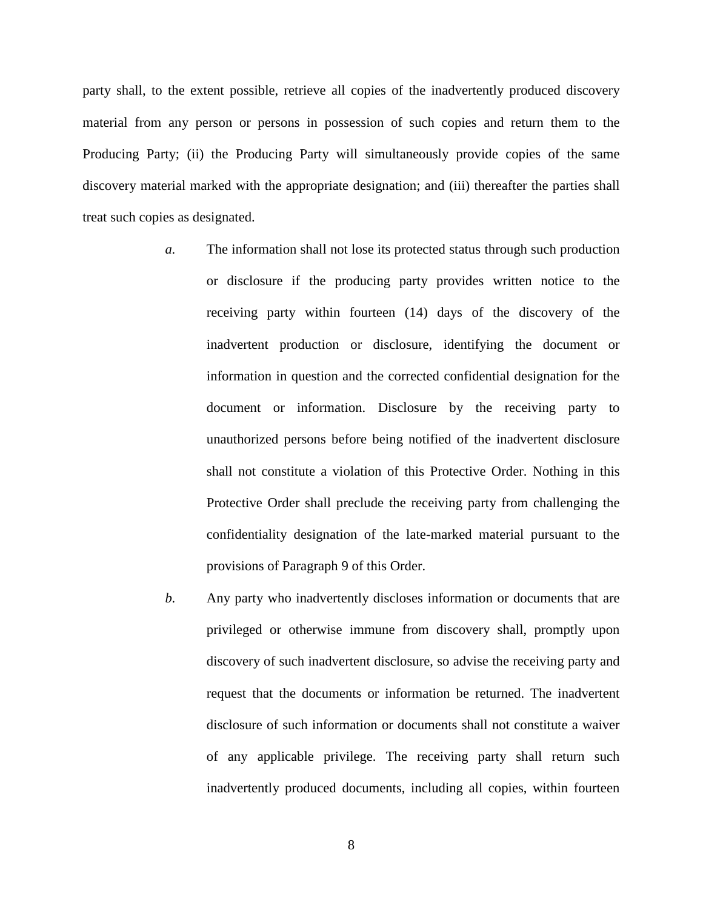party shall, to the extent possible, retrieve all copies of the inadvertently produced discovery material from any person or persons in possession of such copies and return them to the Producing Party; (ii) the Producing Party will simultaneously provide copies of the same discovery material marked with the appropriate designation; and (iii) thereafter the parties shall treat such copies as designated.

*a.* The information shall not lose its protected status through such production or disclosure if the producing party provides written notice to the receiving party within fourteen (14) days of the discovery of the inadvertent production or disclosure, identifying the document or information in question and the corrected confidential designation for the document or information. Disclosure by the receiving party to unauthorized persons before being notified of the inadvertent disclosure shall not constitute a violation of this Protective Order. Nothing in this Protective Order shall preclude the receiving party from challenging the confidentiality designation of the late-marked material pursuant to the provisions of Paragraph 9 of this Order.

*b.* Any party who inadvertently discloses information or documents that are privileged or otherwise immune from discovery shall, promptly upon discovery of such inadvertent disclosure, so advise the receiving party and request that the documents or information be returned. The inadvertent disclosure of such information or documents shall not constitute a waiver of any applicable privilege. The receiving party shall return such inadvertently produced documents, including all copies, within fourteen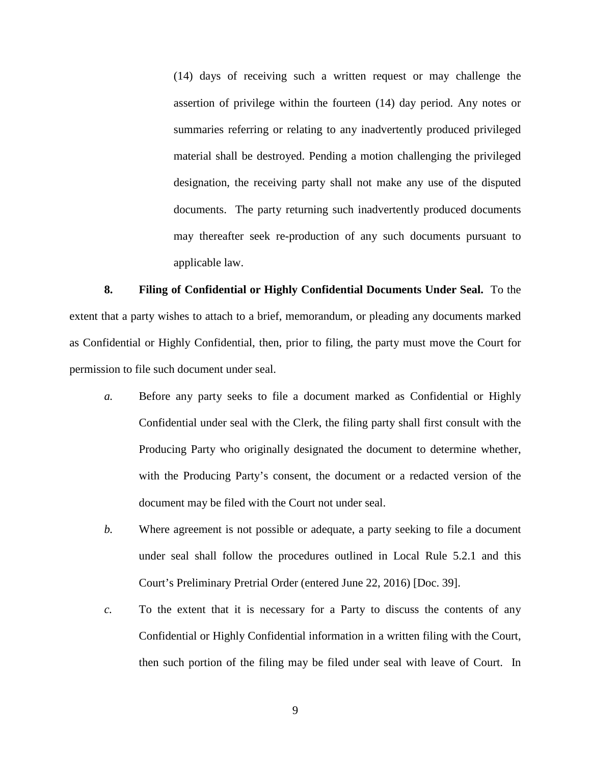(14) days of receiving such a written request or may challenge the assertion of privilege within the fourteen (14) day period. Any notes or summaries referring or relating to any inadvertently produced privileged material shall be destroyed. Pending a motion challenging the privileged designation, the receiving party shall not make any use of the disputed documents. The party returning such inadvertently produced documents may thereafter seek re-production of any such documents pursuant to applicable law.

**8. Filing of Confidential or Highly Confidential Documents Under Seal.** To the extent that a party wishes to attach to a brief, memorandum, or pleading any documents marked as Confidential or Highly Confidential, then, prior to filing, the party must move the Court for permission to file such document under seal.

*a.* Before any party seeks to file a document marked as Confidential or Highly Confidential under seal with the Clerk, the filing party shall first consult with the Producing Party who originally designated the document to determine whether, with the Producing Party's consent, the document or a redacted version of the document may be filed with the Court not under seal.

*b.* Where agreement is not possible or adequate, a party seeking to file a document under seal shall follow the procedures outlined in Local Rule 5.2.1 and this Court's Preliminary Pretrial Order (entered June 22, 2016) [Doc. 39].

*c.* To the extent that it is necessary for a Party to discuss the contents of any Confidential or Highly Confidential information in a written filing with the Court, then such portion of the filing may be filed under seal with leave of Court. In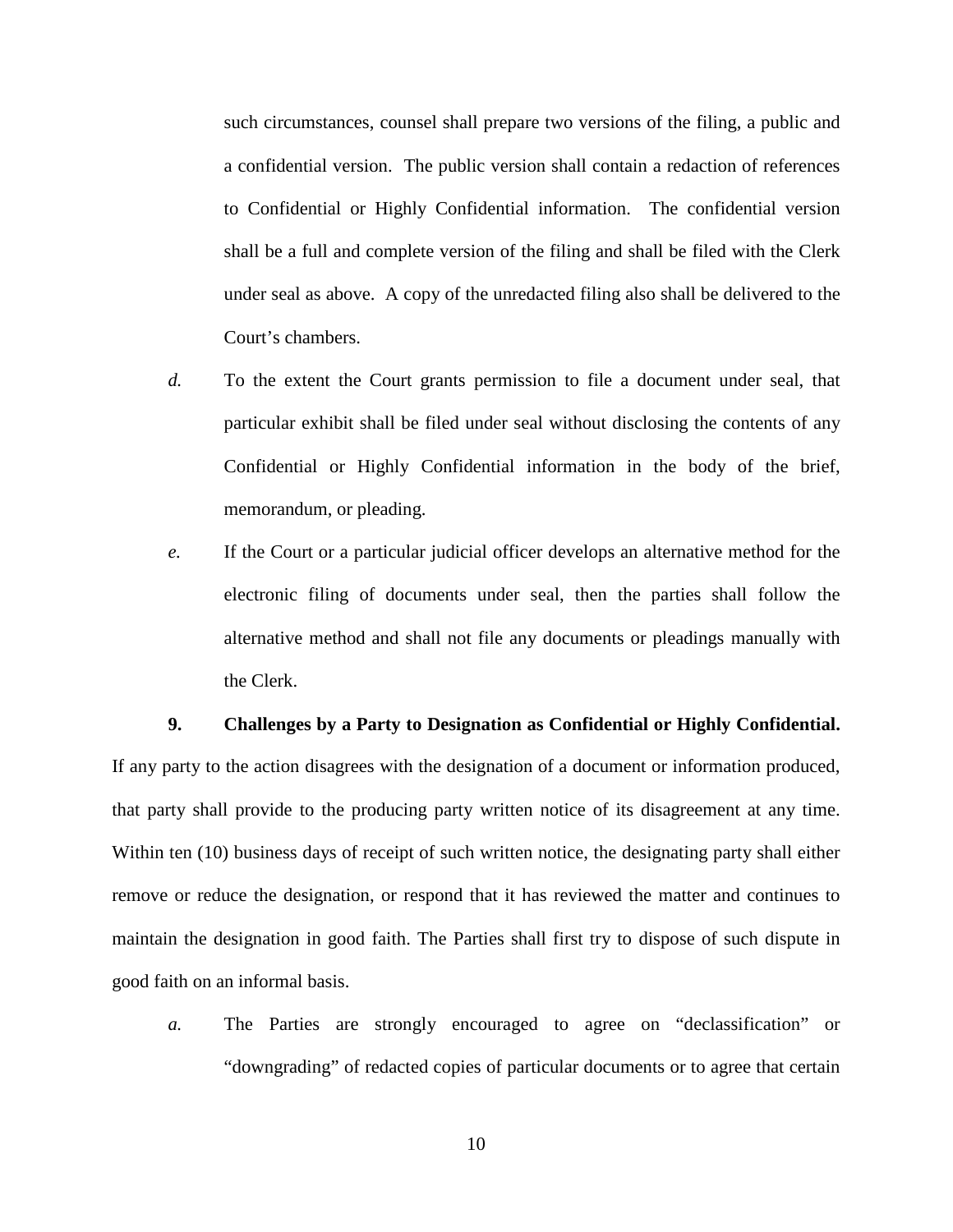such circumstances, counsel shall prepare two versions of the filing, a public and a confidential version. The public version shall contain a redaction of references to Confidential or Highly Confidential information. The confidential version shall be a full and complete version of the filing and shall be filed with the Clerk under seal as above. A copy of the unredacted filing also shall be delivered to the Court's chambers.

*d.* To the extent the Court grants permission to file a document under seal, that particular exhibit shall be filed under seal without disclosing the contents of any Confidential or Highly Confidential information in the body of the brief, memorandum, or pleading.

*e.* If the Court or a particular judicial officer develops an alternative method for the electronic filing of documents under seal, then the parties shall follow the alternative method and shall not file any documents or pleadings manually with the Clerk.

**9. Challenges by a Party to Designation as Confidential or Highly Confidential.** If any party to the action disagrees with the designation of a document or information produced, that party shall provide to the producing party written notice of its disagreement at any time. Within ten (10) business days of receipt of such written notice, the designating party shall either remove or reduce the designation, or respond that it has reviewed the matter and continues to maintain the designation in good faith. The Parties shall first try to dispose of such dispute in good faith on an informal basis.

*a.* The Parties are strongly encouraged to agree on "declassification" or "downgrading" of redacted copies of particular documents or to agree that certain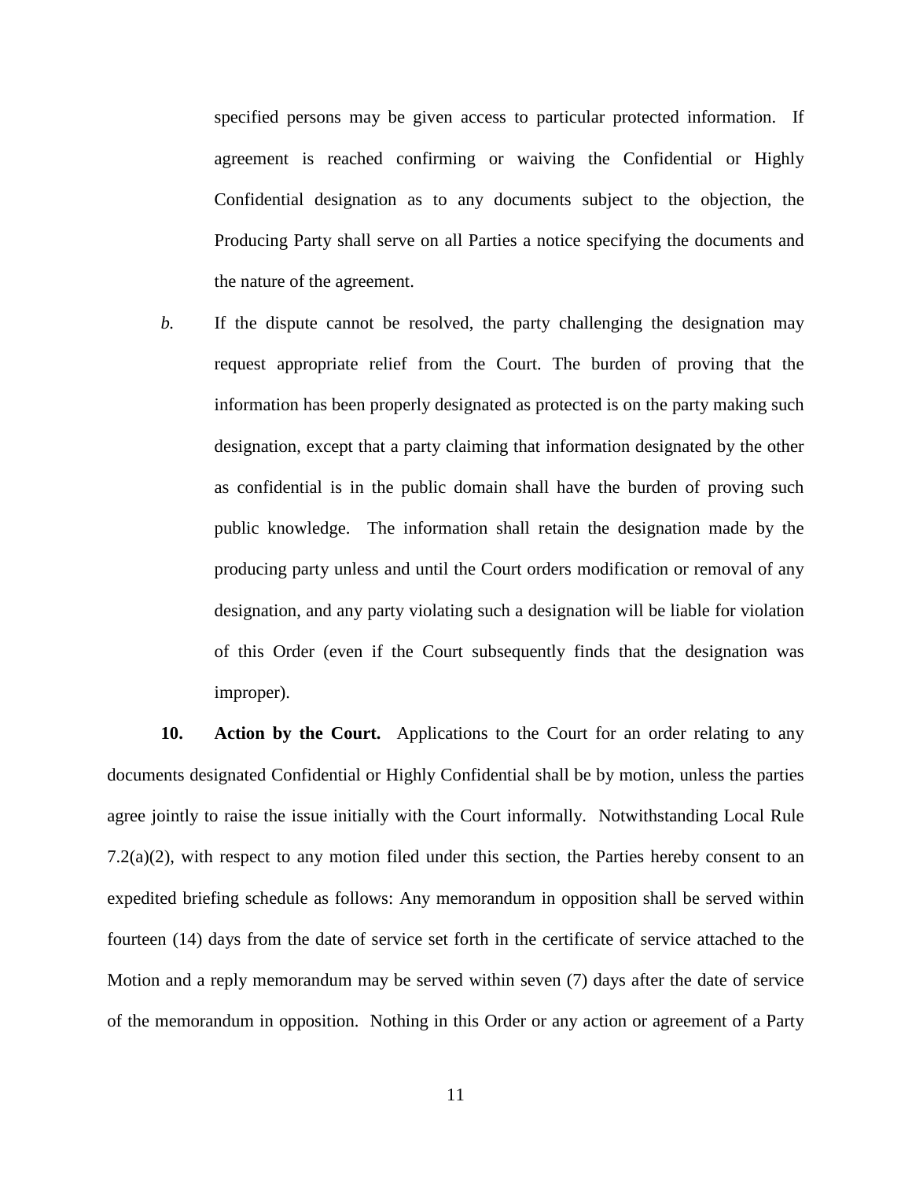specified persons may be given access to particular protected information. If agreement is reached confirming or waiving the Confidential or Highly Confidential designation as to any documents subject to the objection, the Producing Party shall serve on all Parties a notice specifying the documents and the nature of the agreement.

*b.* If the dispute cannot be resolved, the party challenging the designation may request appropriate relief from the Court. The burden of proving that the information has been properly designated as protected is on the party making such designation, except that a party claiming that information designated by the other as confidential is in the public domain shall have the burden of proving such public knowledge. The information shall retain the designation made by the producing party unless and until the Court orders modification or removal of any designation, and any party violating such a designation will be liable for violation of this Order (even if the Court subsequently finds that the designation was improper).

**10. Action by the Court.** Applications to the Court for an order relating to any documents designated Confidential or Highly Confidential shall be by motion, unless the parties agree jointly to raise the issue initially with the Court informally. Notwithstanding Local Rule 7.2(a)(2), with respect to any motion filed under this section, the Parties hereby consent to an expedited briefing schedule as follows: Any memorandum in opposition shall be served within fourteen (14) days from the date of service set forth in the certificate of service attached to the Motion and a reply memorandum may be served within seven (7) days after the date of service of the memorandum in opposition. Nothing in this Order or any action or agreement of a Party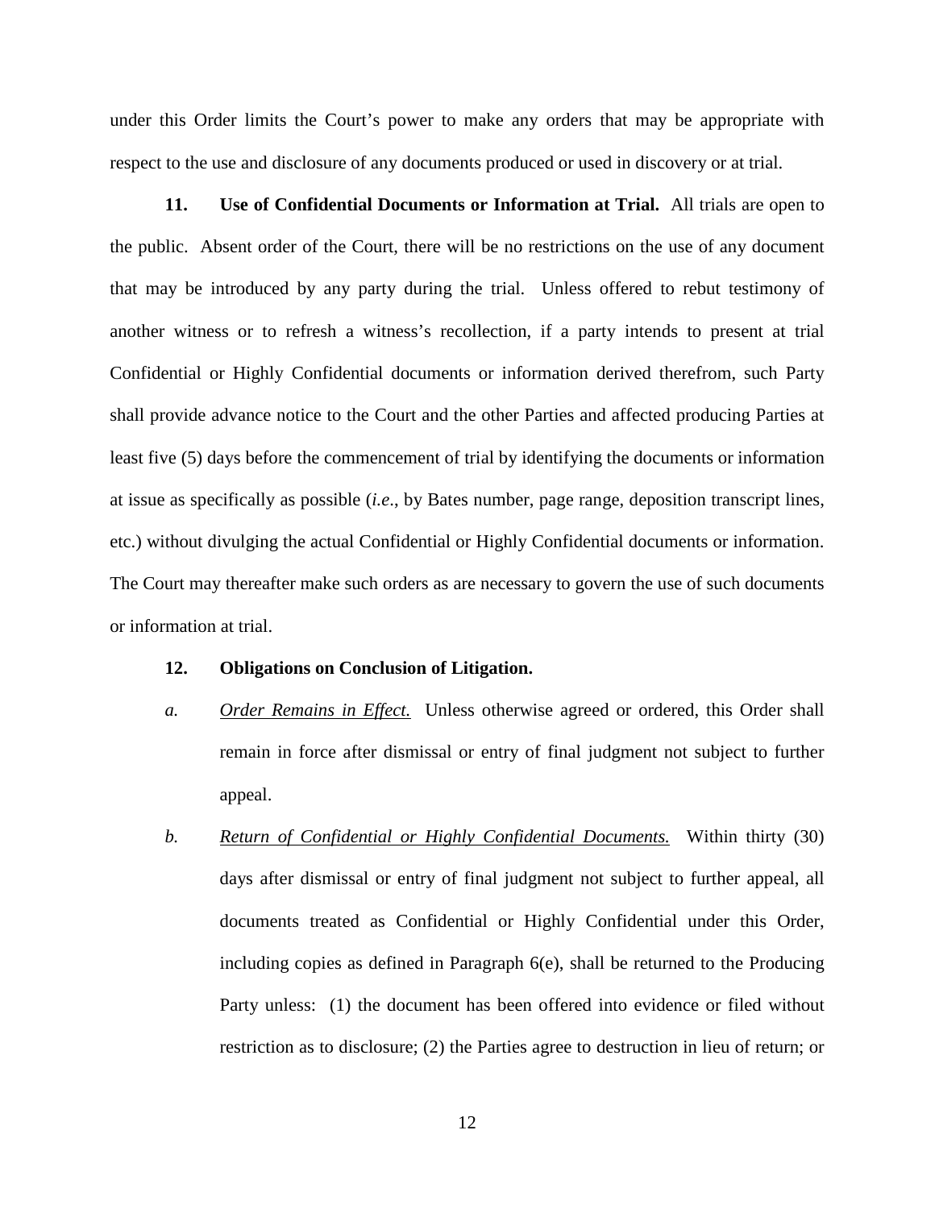under this Order limits the Court's power to make any orders that may be appropriate with respect to the use and disclosure of any documents produced or used in discovery or at trial.

**11. Use of Confidential Documents or Information at Trial.** All trials are open to the public. Absent order of the Court, there will be no restrictions on the use of any document that may be introduced by any party during the trial. Unless offered to rebut testimony of another witness or to refresh a witness's recollection, if a party intends to present at trial Confidential or Highly Confidential documents or information derived therefrom, such Party shall provide advance notice to the Court and the other Parties and affected producing Parties at least five (5) days before the commencement of trial by identifying the documents or information at issue as specifically as possible (*i.e*., by Bates number, page range, deposition transcript lines, etc.) without divulging the actual Confidential or Highly Confidential documents or information. The Court may thereafter make such orders as are necessary to govern the use of such documents or information at trial.

**12. Obligations on Conclusion of Litigation.**

*a.* *Order Remains in Effect.* Unless otherwise agreed or ordered, this Order shall remain in force after dismissal or entry of final judgment not subject to further appeal.

*b.* *Return of Confidential or Highly Confidential Documents.* Within thirty (30) days after dismissal or entry of final judgment not subject to further appeal, all documents treated as Confidential or Highly Confidential under this Order, including copies as defined in Paragraph 6(e), shall be returned to the Producing Party unless: (1) the document has been offered into evidence or filed without restriction as to disclosure; (2) the Parties agree to destruction in lieu of return; or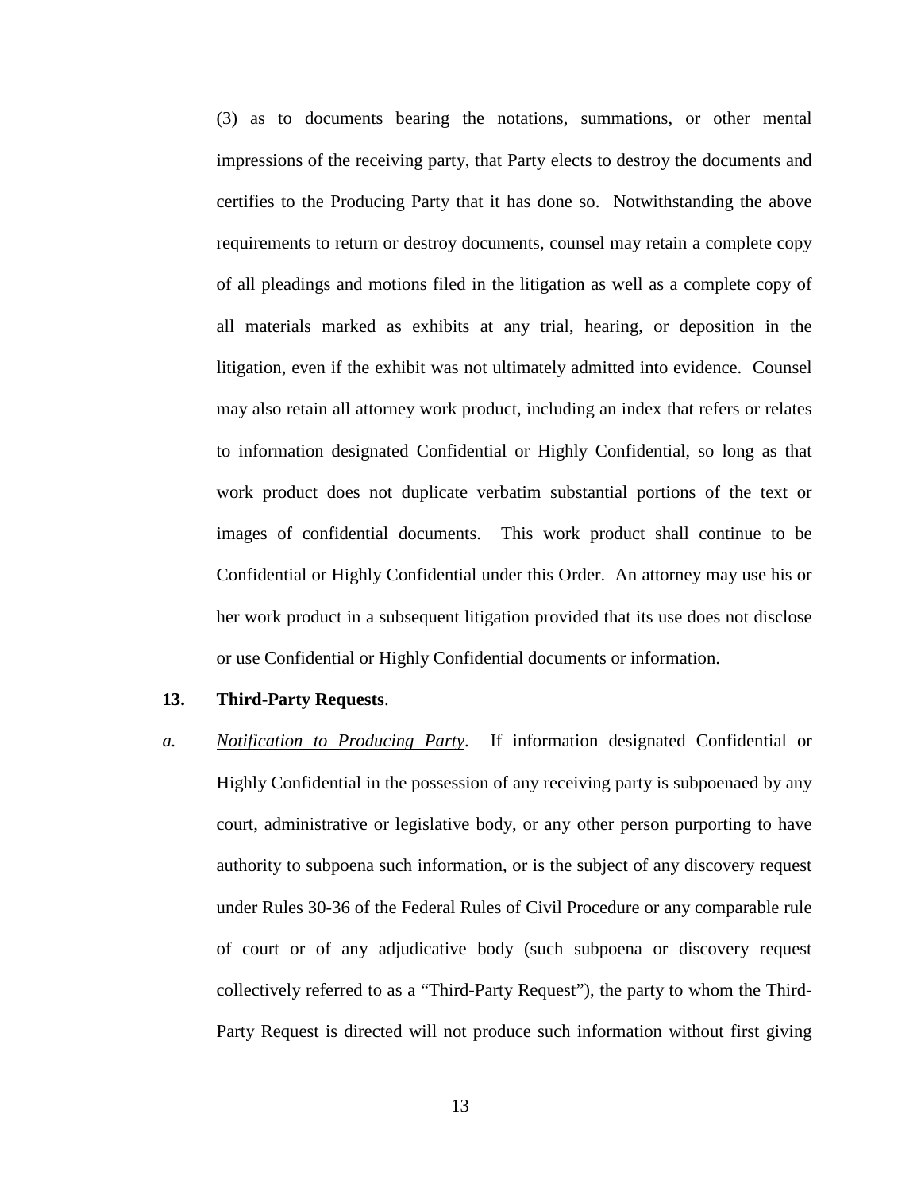(3) as to documents bearing the notations, summations, or other mental impressions of the receiving party, that Party elects to destroy the documents and certifies to the Producing Party that it has done so. Notwithstanding the above requirements to return or destroy documents, counsel may retain a complete copy of all pleadings and motions filed in the litigation as well as a complete copy of all materials marked as exhibits at any trial, hearing, or deposition in the litigation, even if the exhibit was not ultimately admitted into evidence. Counsel may also retain all attorney work product, including an index that refers or relates to information designated Confidential or Highly Confidential, so long as that work product does not duplicate verbatim substantial portions of the text or images of confidential documents. This work product shall continue to be Confidential or Highly Confidential under this Order. An attorney may use his or her work product in a subsequent litigation provided that its use does not disclose or use Confidential or Highly Confidential documents or information.

**13. Third-Party Requests**.

*a.* *Notification to Producing Party*. If information designated Confidential or Highly Confidential in the possession of any receiving party is subpoenaed by any court, administrative or legislative body, or any other person purporting to have authority to subpoena such information, or is the subject of any discovery request under Rules 30-36 of the Federal Rules of Civil Procedure or any comparable rule of court or of any adjudicative body (such subpoena or discovery request collectively referred to as a "Third-Party Request"), the party to whom the Third-Party Request is directed will not produce such information without first giving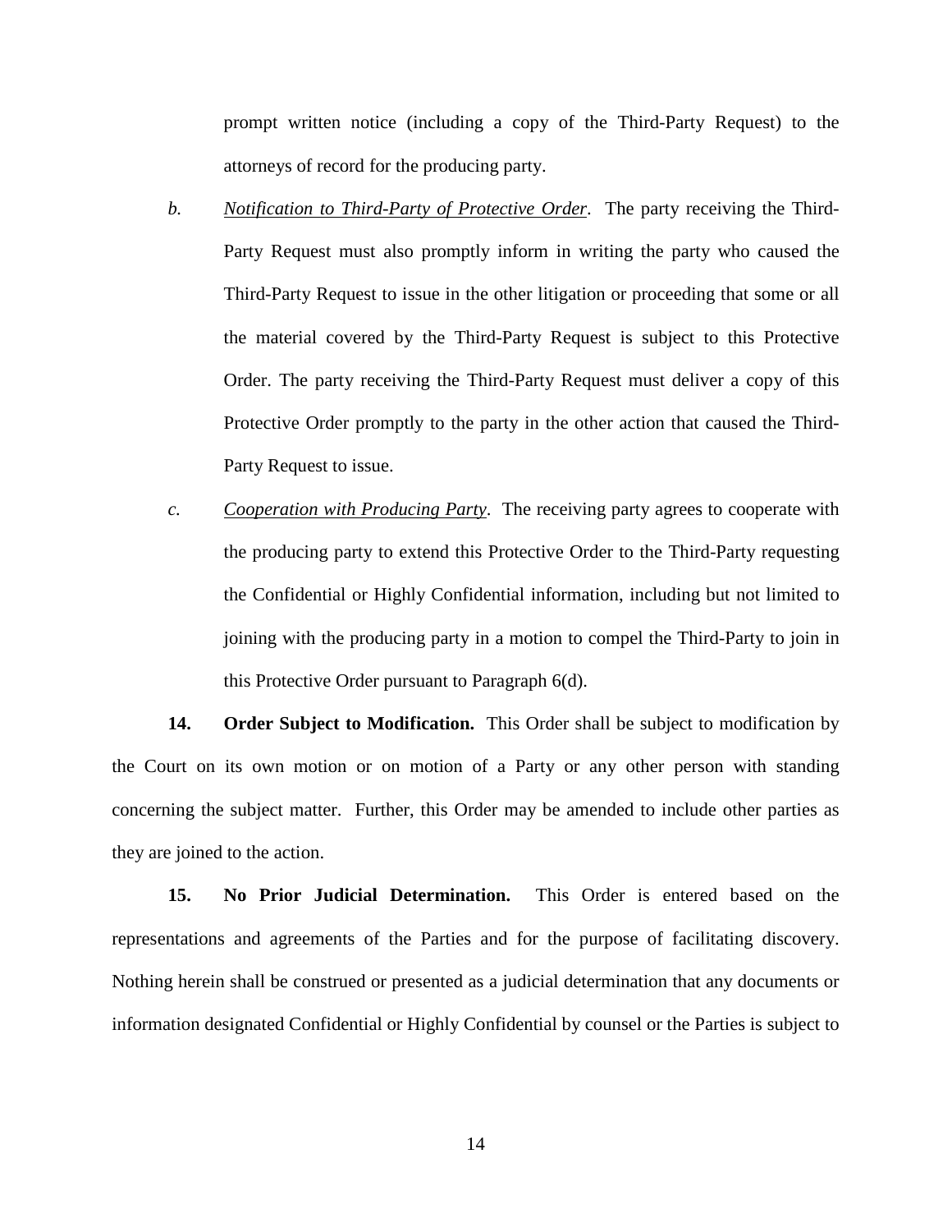prompt written notice (including a copy of the Third-Party Request) to the attorneys of record for the producing party.

*b.* <u>*Notification to Third-Party of Protective Order*</u>. The party receiving the Third-Party Request must also promptly inform in writing the party who caused the Third-Party Request to issue in the other litigation or proceeding that some or all the material covered by the Third-Party Request is subject to this Protective Order. The party receiving the Third-Party Request must deliver a copy of this Protective Order promptly to the party in the other action that caused the Third-Party Request to issue.

*c.* <u>*Cooperation with Producing Party*</u>. The receiving party agrees to cooperate with the producing party to extend this Protective Order to the Third-Party requesting the Confidential or Highly Confidential information, including but not limited to joining with the producing party in a motion to compel the Third-Party to join in this Protective Order pursuant to Paragraph 6(d).

**14. Order Subject to Modification.** This Order shall be subject to modification by the Court on its own motion or on motion of a Party or any other person with standing concerning the subject matter. Further, this Order may be amended to include other parties as they are joined to the action.

**15. No Prior Judicial Determination.** This Order is entered based on the representations and agreements of the Parties and for the purpose of facilitating discovery. Nothing herein shall be construed or presented as a judicial determination that any documents or information designated Confidential or Highly Confidential by counsel or the Parties is subject to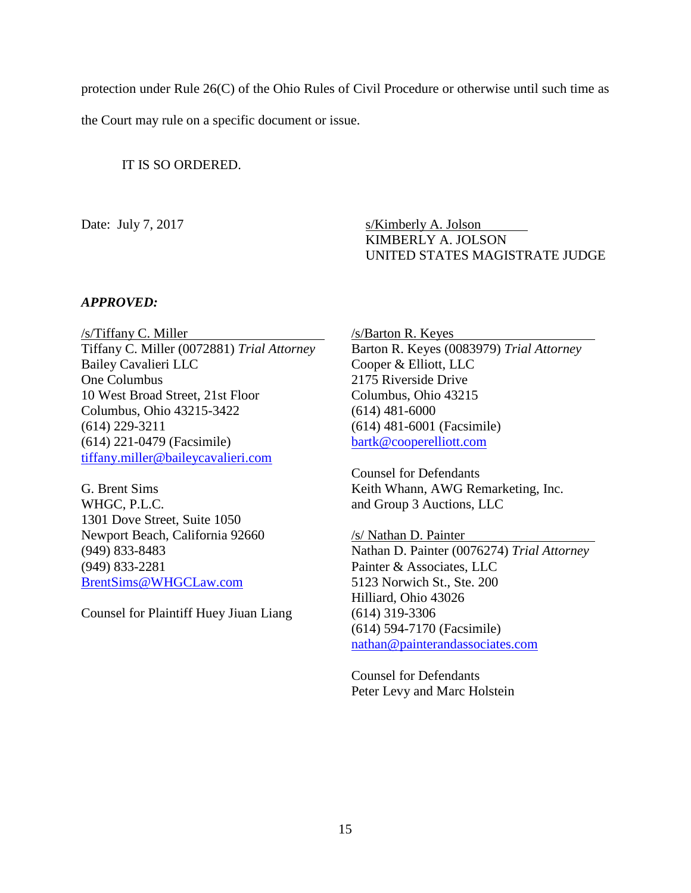protection under Rule 26(C) of the Ohio Rules of Civil Procedure or otherwise until such time as the Court may rule on a specific document or issue.

IT IS SO ORDERED.

Date: July 7, 2017

s/Kimberly A. Jolson
KIMBERLY A. JOLSON
UNITED STATES MAGISTRATE JUDGE

***APPROVED:***

/s/Tiffany C. Miller
Tiffany C. Miller (0072881) *Trial Attorney*
Bailey Cavalieri LLC
One Columbus
10 West Broad Street, 21st Floor
Columbus, Ohio 43215-3422
(614) 229-3211
(614) 221-0479 (Facsimile)
tiffany.miller@baileycavalieri.com

G. Brent Sims
WHGC, P.L.C.
1301 Dove Street, Suite 1050
Newport Beach, California 92660
(949) 833-8483
(949) 833-2281
BrentSims@WHGCLaw.com

Counsel for Plaintiff Huey Jiuan Liang

/s/Barton R. Keyes
Barton R. Keyes (0083979) *Trial Attorney*
Cooper & Elliott, LLC
2175 Riverside Drive
Columbus, Ohio 43215
(614) 481-6000
(614) 481-6001 (Facsimile)
bartk@cooperelliott.com

Counsel for Defendants
Keith Whann, AWG Remarketing, Inc.
and Group 3 Auctions, LLC

/s/ Nathan D. Painter
Nathan D. Painter (0076274) *Trial Attorney*
Painter & Associates, LLC
5123 Norwich St., Ste. 200
Hilliard, Ohio 43026
(614) 319-3306
(614) 594-7170 (Facsimile)
nathan@painterandassociates.com

Counsel for Defendants
Peter Levy and Marc Holstein